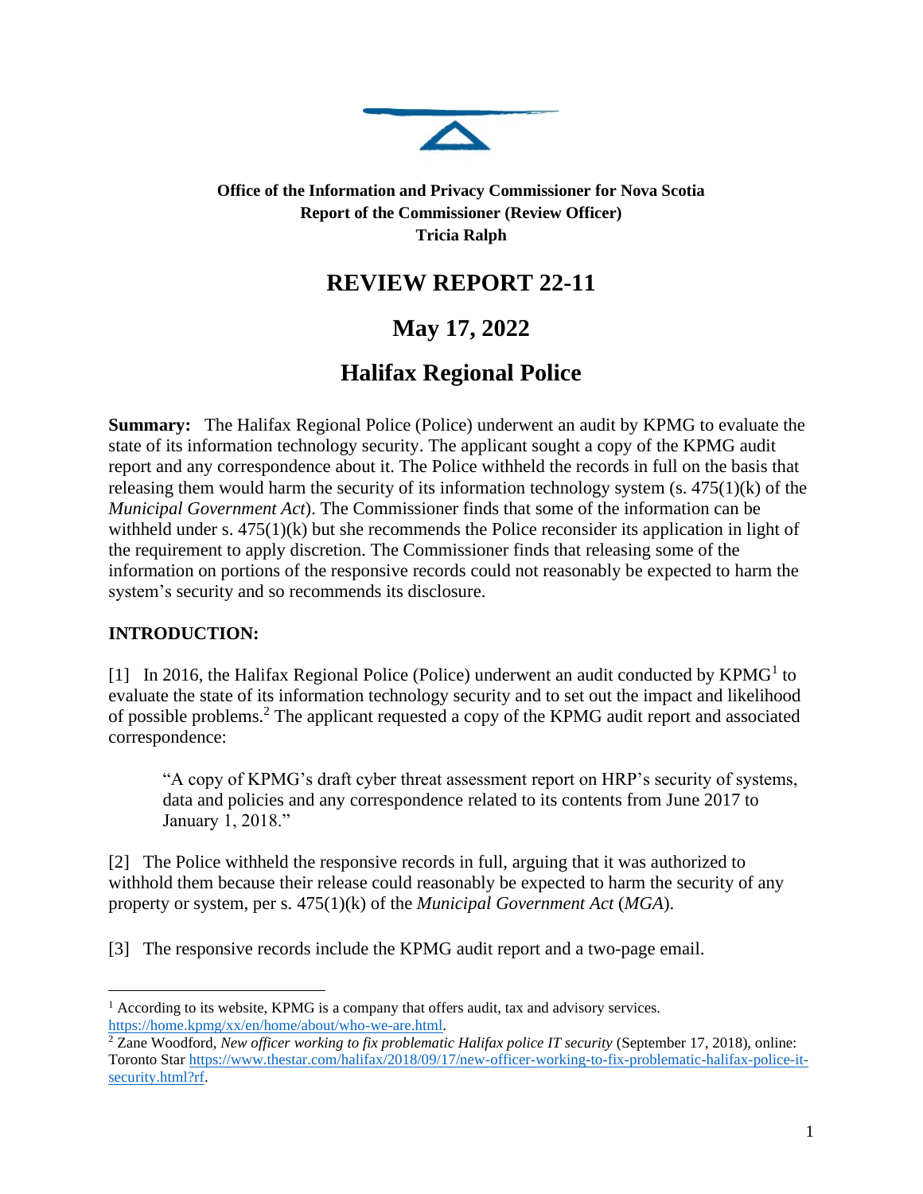**Office of the Information and Privacy Commissioner for Nova Scotia**
**Report of the Commissioner (Review Officer)**
**Tricia Ralph**

# REVIEW REPORT 22-11

# May 17, 2022

# Halifax Regional Police

**Summary:** The Halifax Regional Police (Police) underwent an audit by KPMG to evaluate the state of its information technology security. The applicant sought a copy of the KPMG audit report and any correspondence about it. The Police withheld the records in full on the basis that releasing them would harm the security of its information technology system (s. 475(1)(k) of the *Municipal Government Act*). The Commissioner finds that some of the information can be withheld under s. 475(1)(k) but she recommends the Police reconsider its application in light of the requirement to apply discretion. The Commissioner finds that releasing some of the information on portions of the responsive records could not reasonably be expected to harm the system's security and so recommends its disclosure.

## INTRODUCTION:

[1] In 2016, the Halifax Regional Police (Police) underwent an audit conducted by KPMG[1] to evaluate the state of its information technology security and to set out the impact and likelihood of possible problems.[2] The applicant requested a copy of the KPMG audit report and associated correspondence:

> "A copy of KPMG's draft cyber threat assessment report on HRP's security of systems, data and policies and any correspondence related to its contents from June 2017 to January 1, 2018."

[2] The Police withheld the responsive records in full, arguing that it was authorized to withhold them because their release could reasonably be expected to harm the security of any property or system, per s. 475(1)(k) of the *Municipal Government Act* (*MGA*).

[3] The responsive records include the KPMG audit report and a two-page email.

---

[1] According to its website, KPMG is a company that offers audit, tax and advisory services. https://home.kpmg/xx/en/home/about/who-we-are.html.

[2] Zane Woodford, *New officer working to fix problematic Halifax police IT security* (September 17, 2018), online: Toronto Star https://www.thestar.com/halifax/2018/09/17/new-officer-working-to-fix-problematic-halifax-police-it-security.html?rf.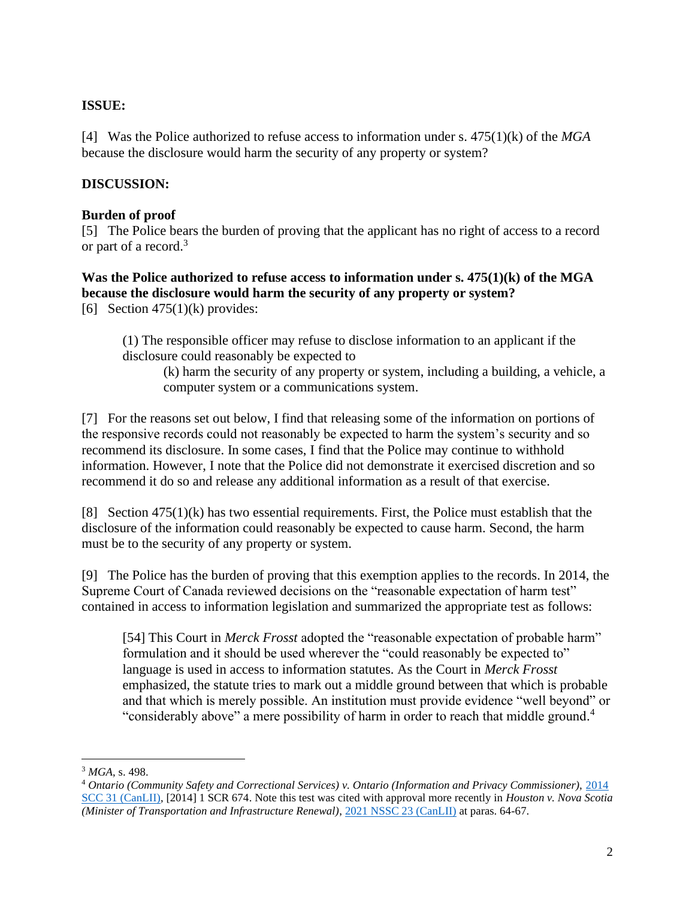**ISSUE:**

[4] Was the Police authorized to refuse access to information under s. 475(1)(k) of the *MGA* because the disclosure would harm the security of any property or system?

**DISCUSSION:**

**Burden of proof**

[5] The Police bears the burden of proving that the applicant has no right of access to a record or part of a record.[3]

**Was the Police authorized to refuse access to information under s. 475(1)(k) of the MGA because the disclosure would harm the security of any property or system?**

[6] Section 475(1)(k) provides:

> (1) The responsible officer may refuse to disclose information to an applicant if the disclosure could reasonably be expected to
>
> > (k) harm the security of any property or system, including a building, a vehicle, a computer system or a communications system.

[7] For the reasons set out below, I find that releasing some of the information on portions of the responsive records could not reasonably be expected to harm the system's security and so recommend its disclosure. In some cases, I find that the Police may continue to withhold information. However, I note that the Police did not demonstrate it exercised discretion and so recommend it do so and release any additional information as a result of that exercise.

[8] Section 475(1)(k) has two essential requirements. First, the Police must establish that the disclosure of the information could reasonably be expected to cause harm. Second, the harm must be to the security of any property or system.

[9] The Police has the burden of proving that this exemption applies to the records. In 2014, the Supreme Court of Canada reviewed decisions on the "reasonable expectation of harm test" contained in access to information legislation and summarized the appropriate test as follows:

> [54] This Court in *Merck Frosst* adopted the "reasonable expectation of probable harm" formulation and it should be used wherever the "could reasonably be expected to" language is used in access to information statutes. As the Court in *Merck Frosst* emphasized, the statute tries to mark out a middle ground between that which is probable and that which is merely possible. An institution must provide evidence "well beyond" or "considerably above" a mere possibility of harm in order to reach that middle ground.[4]

---

[3] *MGA*, s. 498.

[4] *Ontario (Community Safety and Correctional Services) v. Ontario (Information and Privacy Commissioner)*, 2014 SCC 31 (CanLII), [2014] 1 SCR 674. Note this test was cited with approval more recently in *Houston v. Nova Scotia (Minister of Transportation and Infrastructure Renewal)*, 2021 NSSC 23 (CanLII) at paras. 64-67.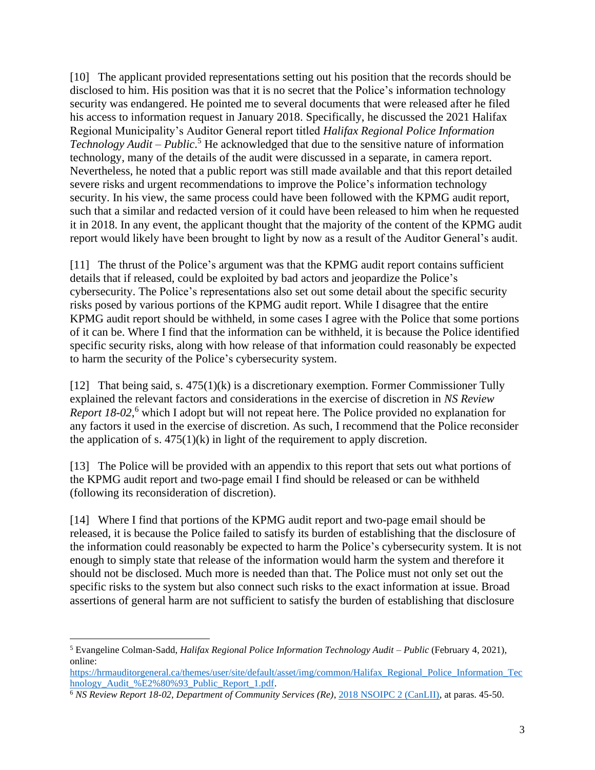[10] The applicant provided representations setting out his position that the records should be disclosed to him. His position was that it is no secret that the Police's information technology security was endangered. He pointed me to several documents that were released after he filed his access to information request in January 2018. Specifically, he discussed the 2021 Halifax Regional Municipality's Auditor General report titled *Halifax Regional Police Information Technology Audit – Public*.[5] He acknowledged that due to the sensitive nature of information technology, many of the details of the audit were discussed in a separate, in camera report. Nevertheless, he noted that a public report was still made available and that this report detailed severe risks and urgent recommendations to improve the Police's information technology security. In his view, the same process could have been followed with the KPMG audit report, such that a similar and redacted version of it could have been released to him when he requested it in 2018. In any event, the applicant thought that the majority of the content of the KPMG audit report would likely have been brought to light by now as a result of the Auditor General's audit.

[11] The thrust of the Police's argument was that the KPMG audit report contains sufficient details that if released, could be exploited by bad actors and jeopardize the Police's cybersecurity. The Police's representations also set out some detail about the specific security risks posed by various portions of the KPMG audit report. While I disagree that the entire KPMG audit report should be withheld, in some cases I agree with the Police that some portions of it can be. Where I find that the information can be withheld, it is because the Police identified specific security risks, along with how release of that information could reasonably be expected to harm the security of the Police's cybersecurity system.

[12] That being said, s. 475(1)(k) is a discretionary exemption. Former Commissioner Tully explained the relevant factors and considerations in the exercise of discretion in *NS Review Report 18-02*,[6] which I adopt but will not repeat here. The Police provided no explanation for any factors it used in the exercise of discretion. As such, I recommend that the Police reconsider the application of s. 475(1)(k) in light of the requirement to apply discretion.

[13] The Police will be provided with an appendix to this report that sets out what portions of the KPMG audit report and two-page email I find should be released or can be withheld (following its reconsideration of discretion).

[14] Where I find that portions of the KPMG audit report and two-page email should be released, it is because the Police failed to satisfy its burden of establishing that the disclosure of the information could reasonably be expected to harm the Police's cybersecurity system. It is not enough to simply state that release of the information would harm the system and therefore it should not be disclosed. Much more is needed than that. The Police must not only set out the specific risks to the system but also connect such risks to the exact information at issue. Broad assertions of general harm are not sufficient to satisfy the burden of establishing that disclosure

---

[5] Evangeline Colman-Sadd, *Halifax Regional Police Information Technology Audit – Public* (February 4, 2021), online: https://hrmauditorgeneral.ca/themes/user/site/default/asset/img/common/Halifax_Regional_Police_Information_Technology_Audit_%E2%80%93_Public_Report_1.pdf.

[6] *NS Review Report 18-02, Department of Community Services (Re)*, 2018 NSOIPC 2 (CanLII), at paras. 45-50.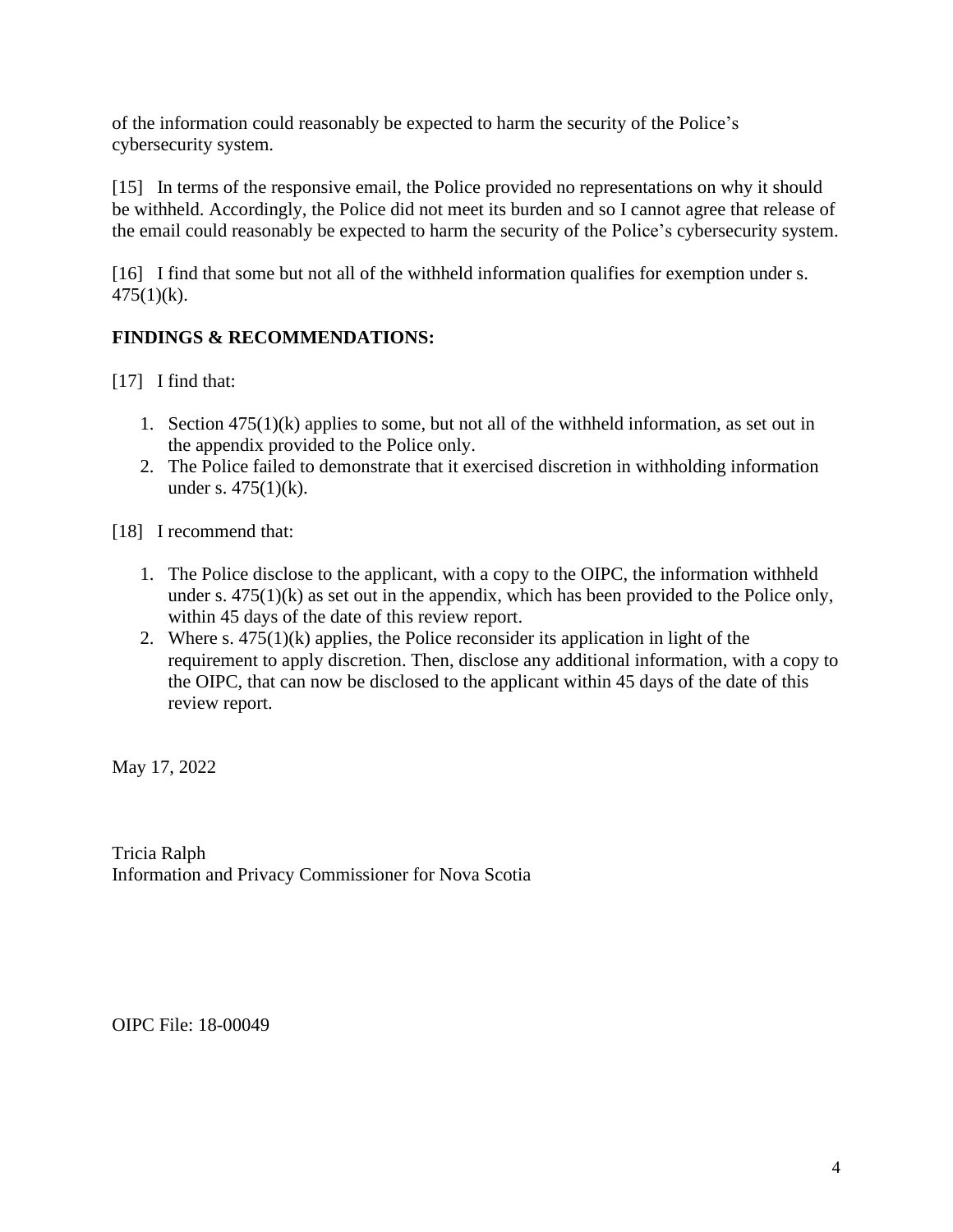of the information could reasonably be expected to harm the security of the Police's cybersecurity system.

[15] In terms of the responsive email, the Police provided no representations on why it should be withheld. Accordingly, the Police did not meet its burden and so I cannot agree that release of the email could reasonably be expected to harm the security of the Police's cybersecurity system.

[16] I find that some but not all of the withheld information qualifies for exemption under s. 475(1)(k).

**FINDINGS & RECOMMENDATIONS:**

[17] I find that:

1. Section 475(1)(k) applies to some, but not all of the withheld information, as set out in the appendix provided to the Police only.
2. The Police failed to demonstrate that it exercised discretion in withholding information under s. 475(1)(k).

[18] I recommend that:

1. The Police disclose to the applicant, with a copy to the OIPC, the information withheld under s. 475(1)(k) as set out in the appendix, which has been provided to the Police only, within 45 days of the date of this review report.
2. Where s. 475(1)(k) applies, the Police reconsider its application in light of the requirement to apply discretion. Then, disclose any additional information, with a copy to the OIPC, that can now be disclosed to the applicant within 45 days of the date of this review report.

May 17, 2022

Tricia Ralph
Information and Privacy Commissioner for Nova Scotia

OIPC File: 18-00049